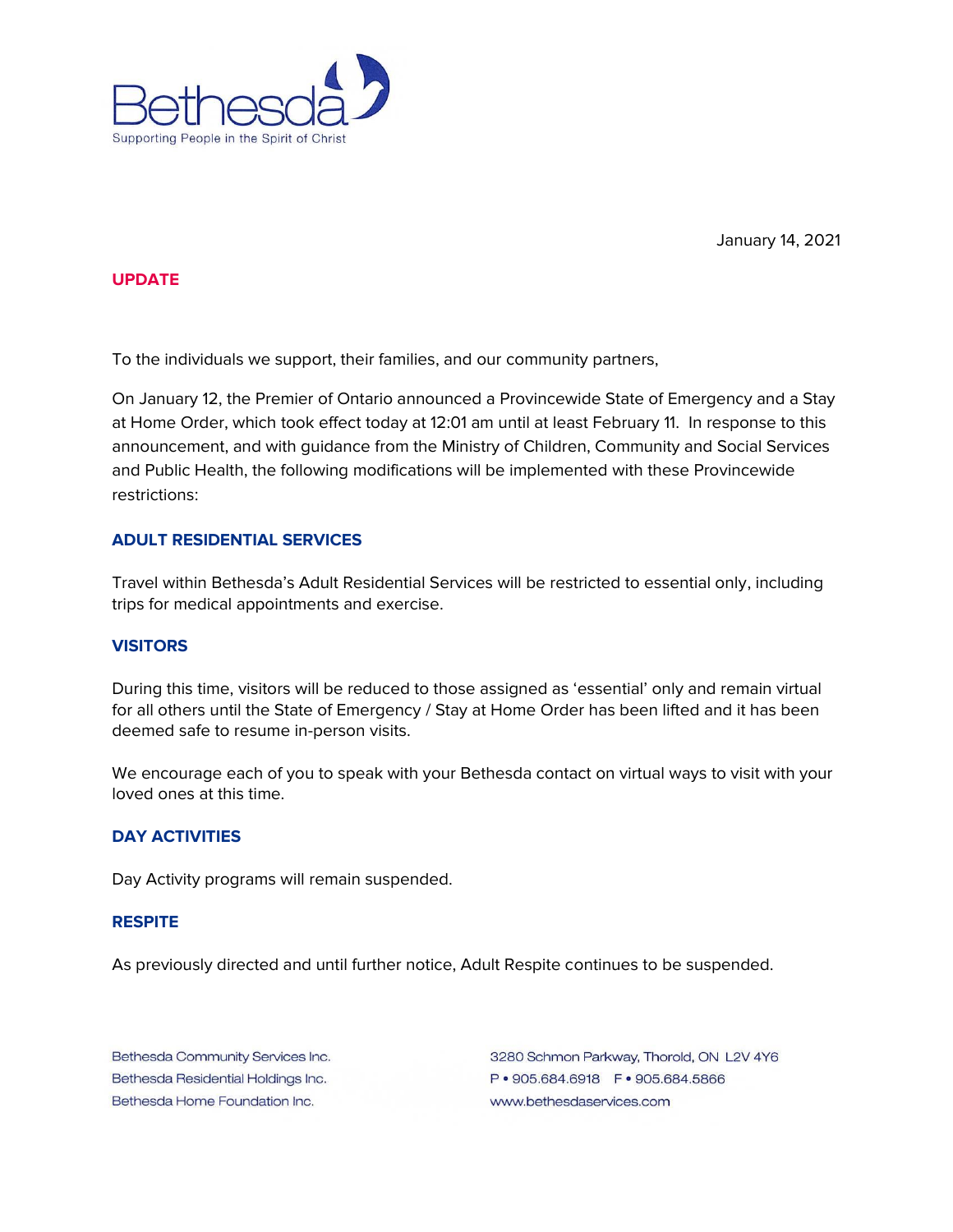Bethesda
Supporting People in the Spirit of Christ

January 14, 2021

**UPDATE**

To the individuals we support, their families, and our community partners,

On January 12, the Premier of Ontario announced a Provincewide State of Emergency and a Stay at Home Order, which took effect today at 12:01 am until at least February 11. In response to this announcement, and with guidance from the Ministry of Children, Community and Social Services and Public Health, the following modifications will be implemented with these Provincewide restrictions:

## ADULT RESIDENTIAL SERVICES

Travel within Bethesda's Adult Residential Services will be restricted to essential only, including trips for medical appointments and exercise.

## VISITORS

During this time, visitors will be reduced to those assigned as 'essential' only and remain virtual for all others until the State of Emergency / Stay at Home Order has been lifted and it has been deemed safe to resume in-person visits.

We encourage each of you to speak with your Bethesda contact on virtual ways to visit with your loved ones at this time.

## DAY ACTIVITIES

Day Activity programs will remain suspended.

## RESPITE

As previously directed and until further notice, Adult Respite continues to be suspended.

Bethesda Community Services Inc.
Bethesda Residential Holdings Inc.
Bethesda Home Foundation Inc.

3280 Schmon Parkway, Thorold, ON L2V 4Y6
P • 905.684.6918 F • 905.684.5866
www.bethesdaservices.com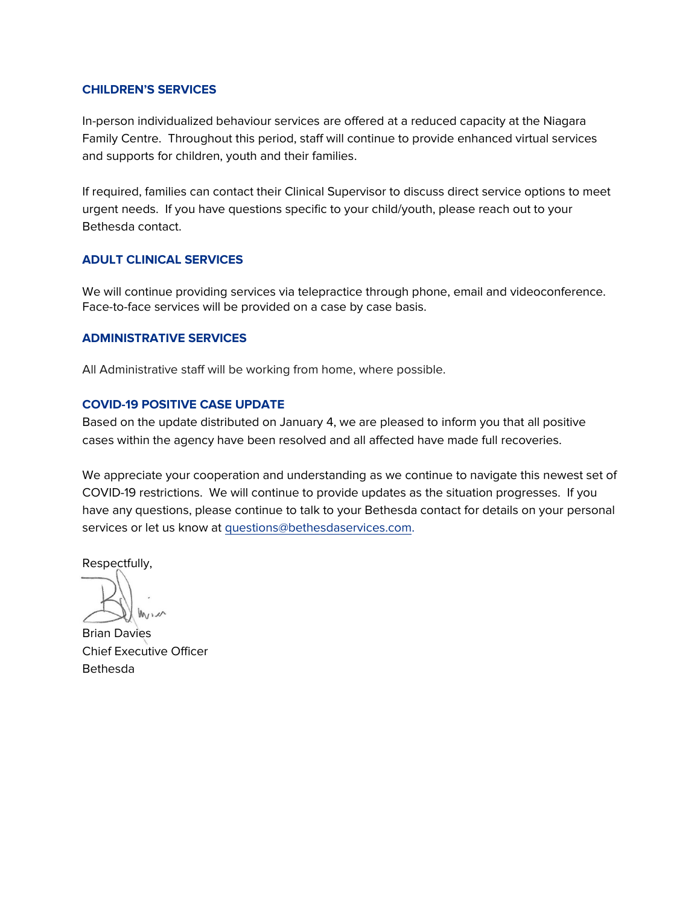### CHILDREN'S SERVICES

In-person individualized behaviour services are offered at a reduced capacity at the Niagara Family Centre. Throughout this period, staff will continue to provide enhanced virtual services and supports for children, youth and their families.

If required, families can contact their Clinical Supervisor to discuss direct service options to meet urgent needs. If you have questions specific to your child/youth, please reach out to your Bethesda contact.

### ADULT CLINICAL SERVICES

We will continue providing services via telepractice through phone, email and videoconference. Face-to-face services will be provided on a case by case basis.

### ADMINISTRATIVE SERVICES

All Administrative staff will be working from home, where possible.

### COVID-19 POSITIVE CASE UPDATE

Based on the update distributed on January 4, we are pleased to inform you that all positive cases within the agency have been resolved and all affected have made full recoveries.

We appreciate your cooperation and understanding as we continue to navigate this newest set of COVID-19 restrictions. We will continue to provide updates as the situation progresses. If you have any questions, please continue to talk to your Bethesda contact for details on your personal services or let us know at questions@bethesdaservices.com.

Respectfully,

Brian Davies
Chief Executive Officer
Bethesda